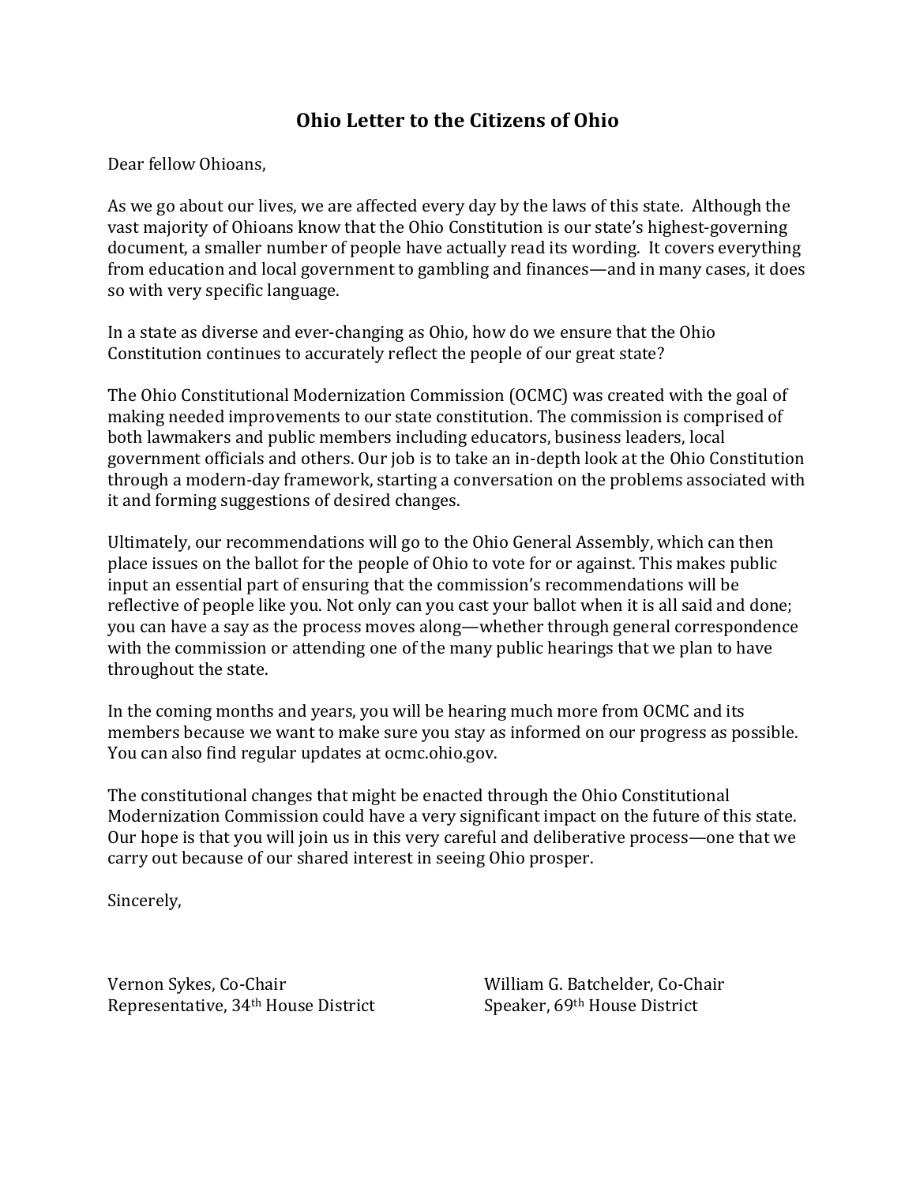# Ohio Letter to the Citizens of Ohio

Dear fellow Ohioans,

As we go about our lives, we are affected every day by the laws of this state. Although the vast majority of Ohioans know that the Ohio Constitution is our state's highest-governing document, a smaller number of people have actually read its wording. It covers everything from education and local government to gambling and finances—and in many cases, it does so with very specific language.

In a state as diverse and ever-changing as Ohio, how do we ensure that the Ohio Constitution continues to accurately reflect the people of our great state?

The Ohio Constitutional Modernization Commission (OCMC) was created with the goal of making needed improvements to our state constitution. The commission is comprised of both lawmakers and public members including educators, business leaders, local government officials and others. Our job is to take an in-depth look at the Ohio Constitution through a modern-day framework, starting a conversation on the problems associated with it and forming suggestions of desired changes.

Ultimately, our recommendations will go to the Ohio General Assembly, which can then place issues on the ballot for the people of Ohio to vote for or against. This makes public input an essential part of ensuring that the commission's recommendations will be reflective of people like you. Not only can you cast your ballot when it is all said and done; you can have a say as the process moves along—whether through general correspondence with the commission or attending one of the many public hearings that we plan to have throughout the state.

In the coming months and years, you will be hearing much more from OCMC and its members because we want to make sure you stay as informed on our progress as possible. You can also find regular updates at ocmc.ohio.gov.

The constitutional changes that might be enacted through the Ohio Constitutional Modernization Commission could have a very significant impact on the future of this state. Our hope is that you will join us in this very careful and deliberative process—one that we carry out because of our shared interest in seeing Ohio prosper.

Sincerely,

Vernon Sykes, Co-Chair
Representative, 34th House District

William G. Batchelder, Co-Chair
Speaker, 69th House District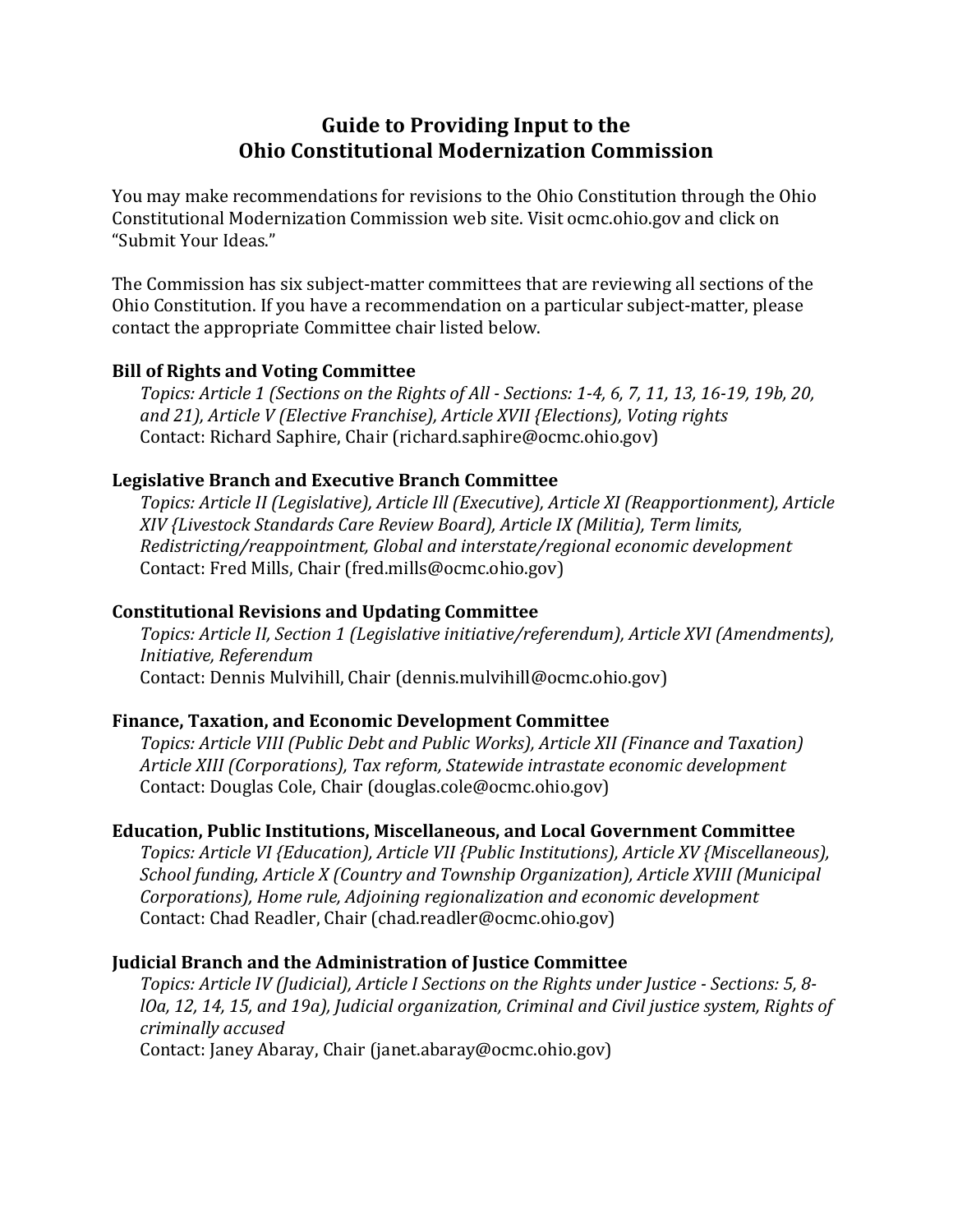# Guide to Providing Input to the Ohio Constitutional Modernization Commission

You may make recommendations for revisions to the Ohio Constitution through the Ohio Constitutional Modernization Commission web site. Visit ocmc.ohio.gov and click on "Submit Your Ideas."

The Commission has six subject-matter committees that are reviewing all sections of the Ohio Constitution. If you have a recommendation on a particular subject-matter, please contact the appropriate Committee chair listed below.

**Bill of Rights and Voting Committee**

*Topics: Article 1 (Sections on the Rights of All - Sections: 1-4, 6, 7, 11, 13, 16-19, 19b, 20, and 21), Article V (Elective Franchise), Article XVII {Elections), Voting rights*
Contact: Richard Saphire, Chair (richard.saphire@ocmc.ohio.gov)

**Legislative Branch and Executive Branch Committee**

*Topics: Article II (Legislative), Article Ill (Executive), Article XI (Reapportionment), Article XIV {Livestock Standards Care Review Board), Article IX (Militia), Term limits, Redistricting/reappointment, Global and interstate/regional economic development*
Contact: Fred Mills, Chair (fred.mills@ocmc.ohio.gov)

**Constitutional Revisions and Updating Committee**

*Topics: Article II, Section 1 (Legislative initiative/referendum), Article XVI (Amendments), Initiative, Referendum*
Contact: Dennis Mulvihill, Chair (dennis.mulvihill@ocmc.ohio.gov)

**Finance, Taxation, and Economic Development Committee**

*Topics: Article VIII (Public Debt and Public Works), Article XII (Finance and Taxation) Article XIII (Corporations), Tax reform, Statewide intrastate economic development*
Contact: Douglas Cole, Chair (douglas.cole@ocmc.ohio.gov)

**Education, Public Institutions, Miscellaneous, and Local Government Committee**

*Topics: Article VI {Education), Article VII {Public Institutions), Article XV {Miscellaneous), School funding, Article X (Country and Township Organization), Article XVIII (Municipal Corporations), Home rule, Adjoining regionalization and economic development*
Contact: Chad Readler, Chair (chad.readler@ocmc.ohio.gov)

**Judicial Branch and the Administration of Justice Committee**

*Topics: Article IV (Judicial), Article I Sections on the Rights under Justice - Sections: 5, 8-l0a, 12, 14, 15, and 19a), Judicial organization, Criminal and Civil justice system, Rights of criminally accused*
Contact: Janey Abaray, Chair (janet.abaray@ocmc.ohio.gov)